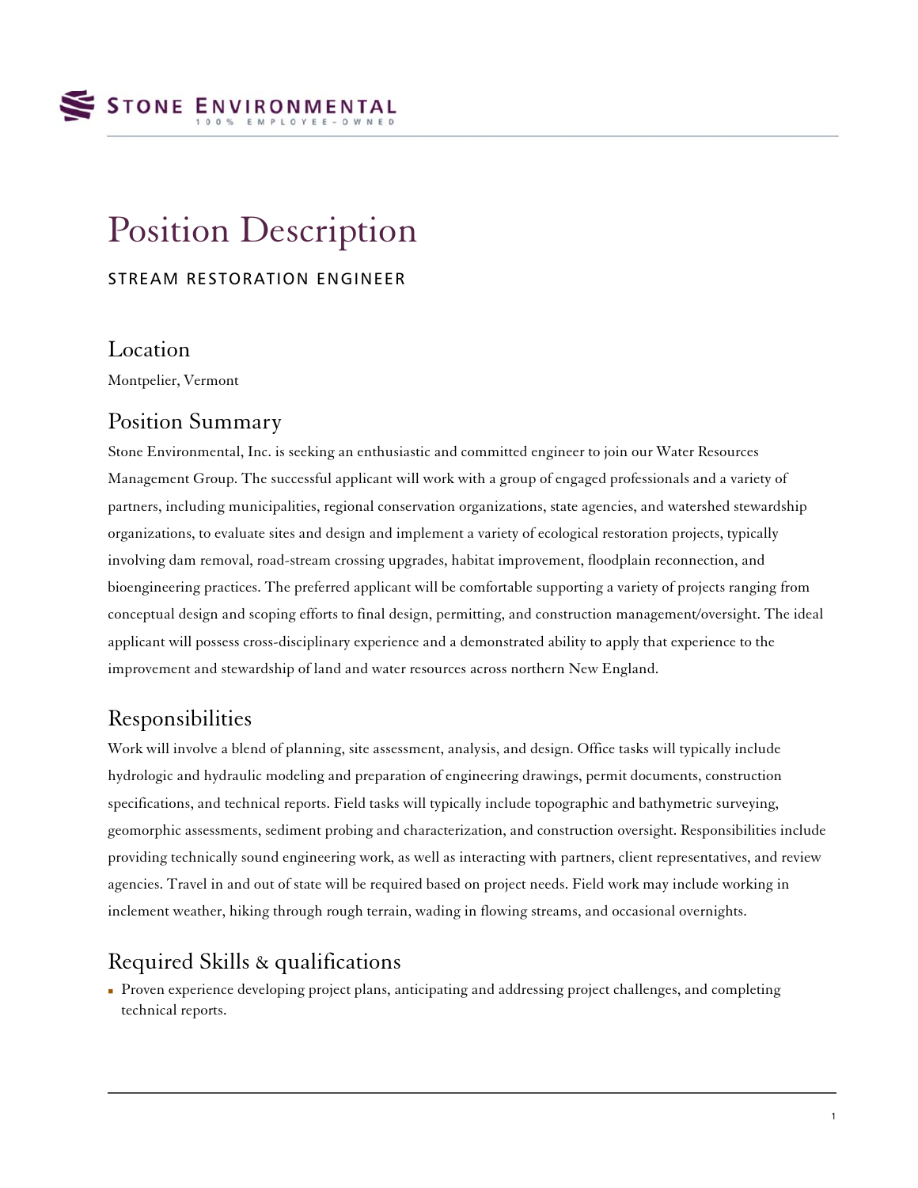STONE ENVIRONMENTAL
100% EMPLOYEE-OWNED

# Position Description

STREAM RESTORATION ENGINEER

## Location

Montpelier, Vermont

## Position Summary

Stone Environmental, Inc. is seeking an enthusiastic and committed engineer to join our Water Resources Management Group. The successful applicant will work with a group of engaged professionals and a variety of partners, including municipalities, regional conservation organizations, state agencies, and watershed stewardship organizations, to evaluate sites and design and implement a variety of ecological restoration projects, typically involving dam removal, road-stream crossing upgrades, habitat improvement, floodplain reconnection, and bioengineering practices. The preferred applicant will be comfortable supporting a variety of projects ranging from conceptual design and scoping efforts to final design, permitting, and construction management/oversight. The ideal applicant will possess cross-disciplinary experience and a demonstrated ability to apply that experience to the improvement and stewardship of land and water resources across northern New England.

## Responsibilities

Work will involve a blend of planning, site assessment, analysis, and design. Office tasks will typically include hydrologic and hydraulic modeling and preparation of engineering drawings, permit documents, construction specifications, and technical reports. Field tasks will typically include topographic and bathymetric surveying, geomorphic assessments, sediment probing and characterization, and construction oversight. Responsibilities include providing technically sound engineering work, as well as interacting with partners, client representatives, and review agencies. Travel in and out of state will be required based on project needs. Field work may include working in inclement weather, hiking through rough terrain, wading in flowing streams, and occasional overnights.

## Required Skills & qualifications

- Proven experience developing project plans, anticipating and addressing project challenges, and completing technical reports.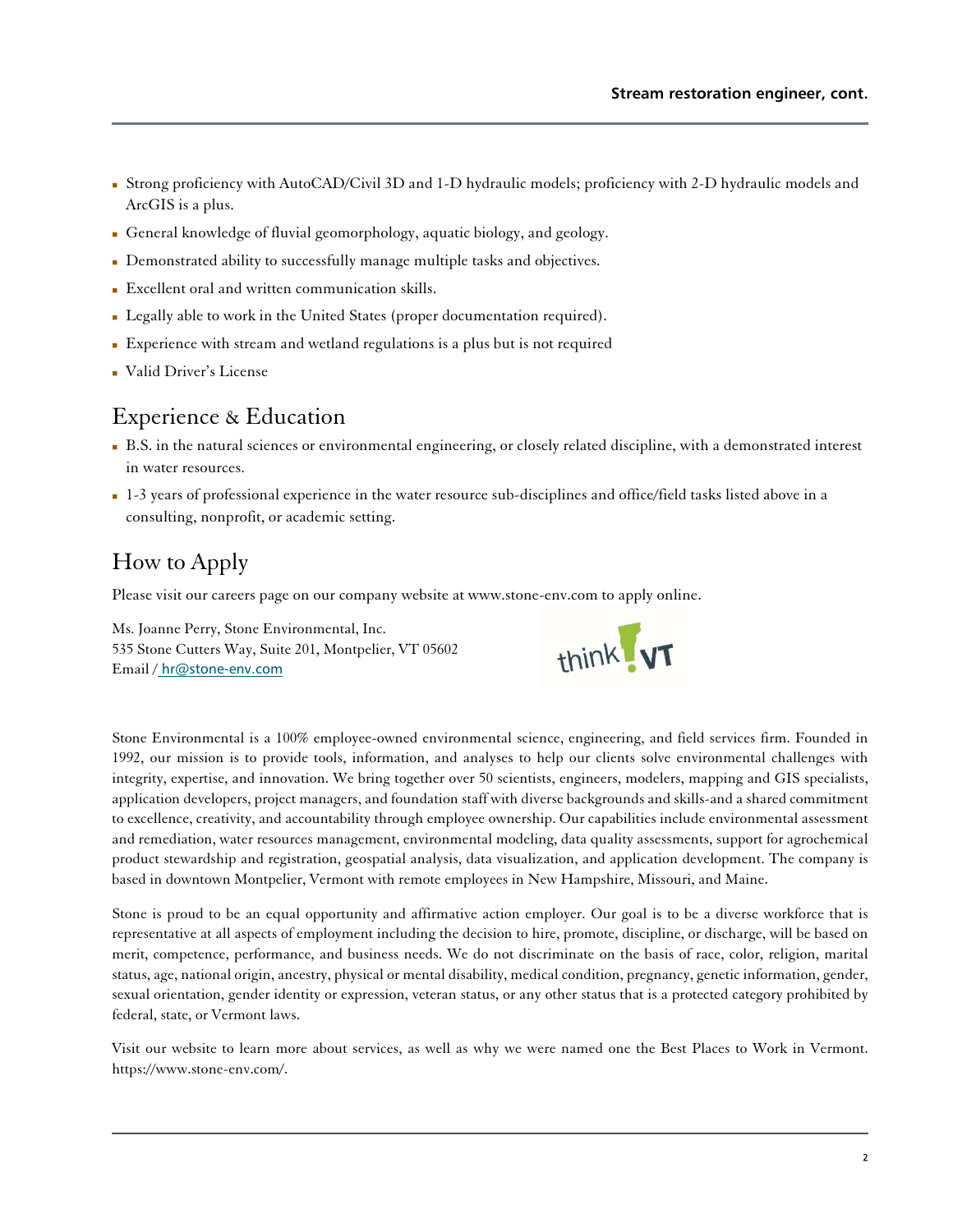- Strong proficiency with AutoCAD/Civil 3D and 1-D hydraulic models; proficiency with 2-D hydraulic models and ArcGIS is a plus.
- General knowledge of fluvial geomorphology, aquatic biology, and geology.
- Demonstrated ability to successfully manage multiple tasks and objectives.
- Excellent oral and written communication skills.
- Legally able to work in the United States (proper documentation required).
- Experience with stream and wetland regulations is a plus but is not required
- Valid Driver's License

## Experience & Education

- B.S. in the natural sciences or environmental engineering, or closely related discipline, with a demonstrated interest in water resources.
- 1-3 years of professional experience in the water resource sub-disciplines and office/field tasks listed above in a consulting, nonprofit, or academic setting.

## How to Apply

Please visit our careers page on our company website at www.stone-env.com to apply online.

Ms. Joanne Perry, Stone Environmental, Inc.
535 Stone Cutters Way, Suite 201, Montpelier, VT 05602
Email / hr@stone-env.com

think VT

Stone Environmental is a 100% employee-owned environmental science, engineering, and field services firm. Founded in 1992, our mission is to provide tools, information, and analyses to help our clients solve environmental challenges with integrity, expertise, and innovation. We bring together over 50 scientists, engineers, modelers, mapping and GIS specialists, application developers, project managers, and foundation staff with diverse backgrounds and skills-and a shared commitment to excellence, creativity, and accountability through employee ownership. Our capabilities include environmental assessment and remediation, water resources management, environmental modeling, data quality assessments, support for agrochemical product stewardship and registration, geospatial analysis, data visualization, and application development. The company is based in downtown Montpelier, Vermont with remote employees in New Hampshire, Missouri, and Maine.

Stone is proud to be an equal opportunity and affirmative action employer. Our goal is to be a diverse workforce that is representative at all aspects of employment including the decision to hire, promote, discipline, or discharge, will be based on merit, competence, performance, and business needs. We do not discriminate on the basis of race, color, religion, marital status, age, national origin, ancestry, physical or mental disability, medical condition, pregnancy, genetic information, gender, sexual orientation, gender identity or expression, veteran status, or any other status that is a protected category prohibited by federal, state, or Vermont laws.

Visit our website to learn more about services, as well as why we were named one the Best Places to Work in Vermont. https://www.stone-env.com/.